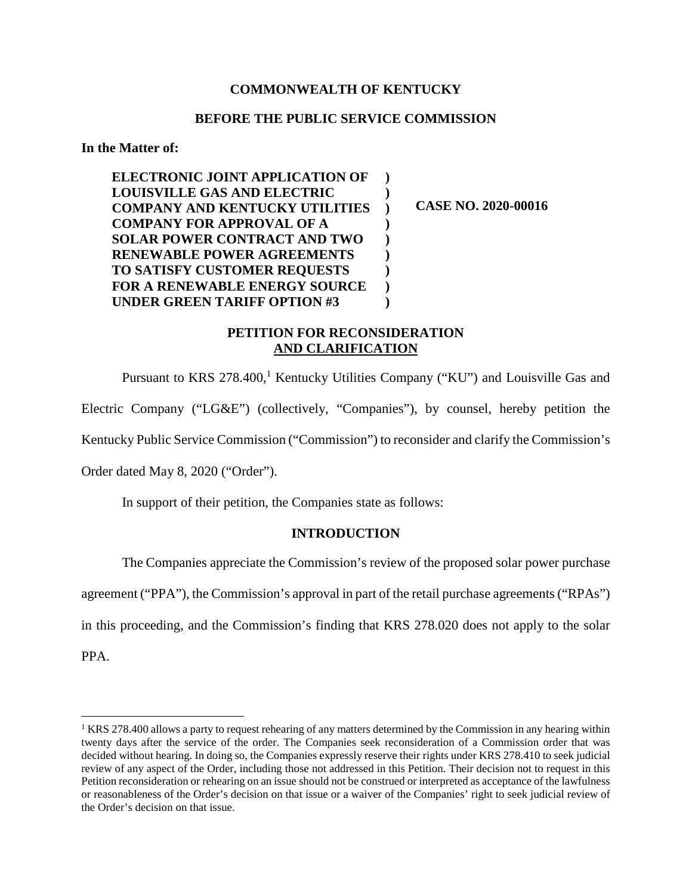**COMMONWEALTH OF KENTUCKY**

**BEFORE THE PUBLIC SERVICE COMMISSION**

**In the Matter of:**

| | | |
|---|---|---|
| **ELECTRONIC JOINT APPLICATION OF LOUISVILLE GAS AND ELECTRIC COMPANY AND KENTUCKY UTILITIES COMPANY FOR APPROVAL OF A SOLAR POWER CONTRACT AND TWO RENEWABLE POWER AGREEMENTS TO SATISFY CUSTOMER REQUESTS FOR A RENEWABLE ENERGY SOURCE UNDER GREEN TARIFF OPTION #3** | **)** | **CASE NO. 2020-00016** |

## PETITION FOR RECONSIDERATION AND CLARIFICATION

Pursuant to KRS 278.400,[1] Kentucky Utilities Company ("KU") and Louisville Gas and Electric Company ("LG&E") (collectively, "Companies"), by counsel, hereby petition the Kentucky Public Service Commission ("Commission") to reconsider and clarify the Commission's Order dated May 8, 2020 ("Order").

In support of their petition, the Companies state as follows:

### INTRODUCTION

The Companies appreciate the Commission's review of the proposed solar power purchase agreement ("PPA"), the Commission's approval in part of the retail purchase agreements ("RPAs") in this proceeding, and the Commission's finding that KRS 278.020 does not apply to the solar PPA.

---

[1] KRS 278.400 allows a party to request rehearing of any matters determined by the Commission in any hearing within twenty days after the service of the order. The Companies seek reconsideration of a Commission order that was decided without hearing. In doing so, the Companies expressly reserve their rights under KRS 278.410 to seek judicial review of any aspect of the Order, including those not addressed in this Petition. Their decision not to request in this Petition reconsideration or rehearing on an issue should not be construed or interpreted as acceptance of the lawfulness or reasonableness of the Order's decision on that issue or a waiver of the Companies' right to seek judicial review of the Order's decision on that issue.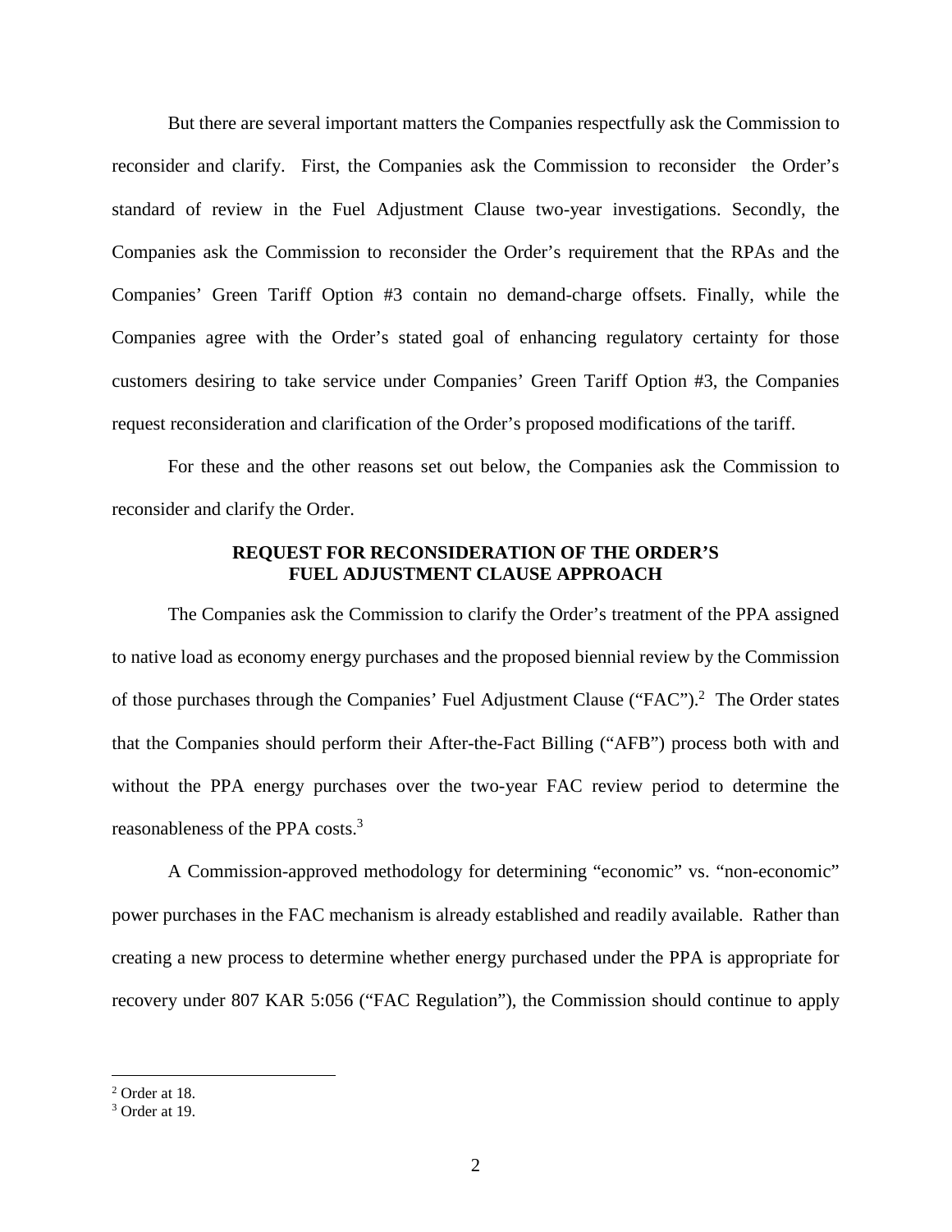But there are several important matters the Companies respectfully ask the Commission to reconsider and clarify. First, the Companies ask the Commission to reconsider the Order's standard of review in the Fuel Adjustment Clause two-year investigations. Secondly, the Companies ask the Commission to reconsider the Order's requirement that the RPAs and the Companies' Green Tariff Option #3 contain no demand-charge offsets. Finally, while the Companies agree with the Order's stated goal of enhancing regulatory certainty for those customers desiring to take service under Companies' Green Tariff Option #3, the Companies request reconsideration and clarification of the Order's proposed modifications of the tariff.

For these and the other reasons set out below, the Companies ask the Commission to reconsider and clarify the Order.

## REQUEST FOR RECONSIDERATION OF THE ORDER'S FUEL ADJUSTMENT CLAUSE APPROACH

The Companies ask the Commission to clarify the Order's treatment of the PPA assigned to native load as economy energy purchases and the proposed biennial review by the Commission of those purchases through the Companies' Fuel Adjustment Clause ("FAC").[2] The Order states that the Companies should perform their After-the-Fact Billing ("AFB") process both with and without the PPA energy purchases over the two-year FAC review period to determine the reasonableness of the PPA costs.[3]

A Commission-approved methodology for determining "economic" vs. "non-economic" power purchases in the FAC mechanism is already established and readily available. Rather than creating a new process to determine whether energy purchased under the PPA is appropriate for recovery under 807 KAR 5:056 ("FAC Regulation"), the Commission should continue to apply

[2] Order at 18.

[3] Order at 19.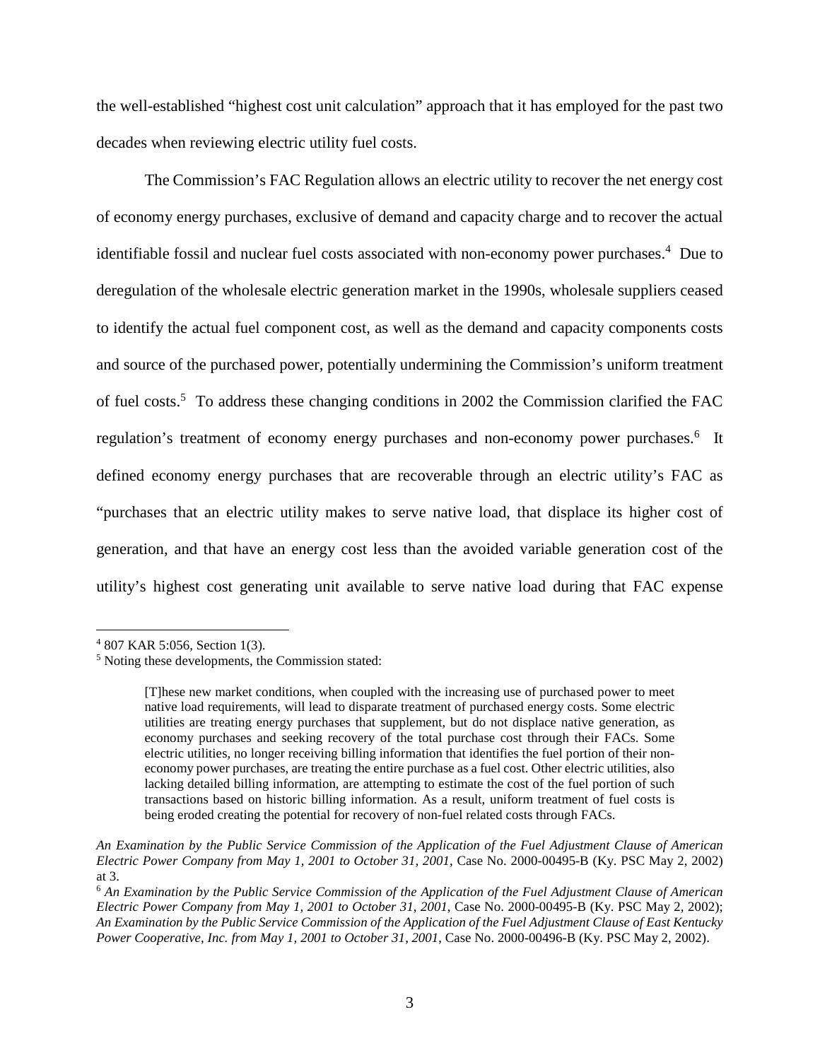the well-established "highest cost unit calculation" approach that it has employed for the past two decades when reviewing electric utility fuel costs.

The Commission's FAC Regulation allows an electric utility to recover the net energy cost of economy energy purchases, exclusive of demand and capacity charge and to recover the actual identifiable fossil and nuclear fuel costs associated with non-economy power purchases.[4] Due to deregulation of the wholesale electric generation market in the 1990s, wholesale suppliers ceased to identify the actual fuel component cost, as well as the demand and capacity components costs and source of the purchased power, potentially undermining the Commission's uniform treatment of fuel costs.[5] To address these changing conditions in 2002 the Commission clarified the FAC regulation's treatment of economy energy purchases and non-economy power purchases.[6] It defined economy energy purchases that are recoverable through an electric utility's FAC as "purchases that an electric utility makes to serve native load, that displace its higher cost of generation, and that have an energy cost less than the avoided variable generation cost of the utility's highest cost generating unit available to serve native load during that FAC expense

---

[4] 807 KAR 5:056, Section 1(3).

[5] Noting these developments, the Commission stated:

> [T]hese new market conditions, when coupled with the increasing use of purchased power to meet native load requirements, will lead to disparate treatment of purchased energy costs. Some electric utilities are treating energy purchases that supplement, but do not displace native generation, as economy purchases and seeking recovery of the total purchase cost through their FACs. Some electric utilities, no longer receiving billing information that identifies the fuel portion of their non-economy power purchases, are treating the entire purchase as a fuel cost. Other electric utilities, also lacking detailed billing information, are attempting to estimate the cost of the fuel portion of such transactions based on historic billing information. As a result, uniform treatment of fuel costs is being eroded creating the potential for recovery of non-fuel related costs through FACs.

*An Examination by the Public Service Commission of the Application of the Fuel Adjustment Clause of American Electric Power Company from May 1, 2001 to October 31, 2001*, Case No. 2000-00495-B (Ky. PSC May 2, 2002) at 3.

[6] *An Examination by the Public Service Commission of the Application of the Fuel Adjustment Clause of American Electric Power Company from May 1, 2001 to October 31, 2001*, Case No. 2000-00495-B (Ky. PSC May 2, 2002); *An Examination by the Public Service Commission of the Application of the Fuel Adjustment Clause of East Kentucky Power Cooperative, Inc. from May 1, 2001 to October 31, 2001*, Case No. 2000-00496-B (Ky. PSC May 2, 2002).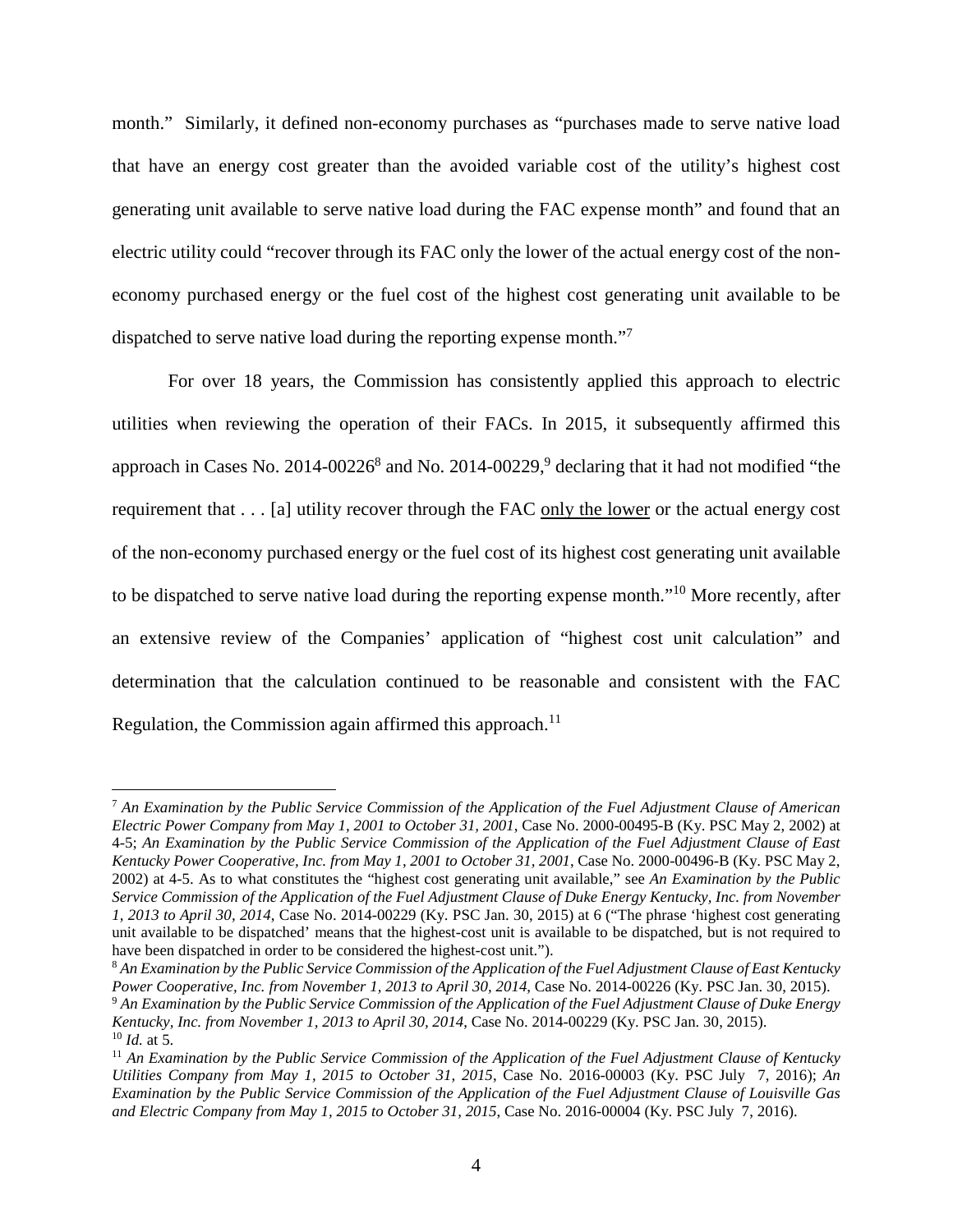month." Similarly, it defined non-economy purchases as "purchases made to serve native load that have an energy cost greater than the avoided variable cost of the utility's highest cost generating unit available to serve native load during the FAC expense month" and found that an electric utility could "recover through its FAC only the lower of the actual energy cost of the non-economy purchased energy or the fuel cost of the highest cost generating unit available to be dispatched to serve native load during the reporting expense month."[7]

For over 18 years, the Commission has consistently applied this approach to electric utilities when reviewing the operation of their FACs. In 2015, it subsequently affirmed this approach in Cases No. 2014-00226[8] and No. 2014-00229,[9] declaring that it had not modified "the requirement that . . . [a] utility recover through the FAC <u>only the lower</u> or the actual energy cost of the non-economy purchased energy or the fuel cost of its highest cost generating unit available to be dispatched to serve native load during the reporting expense month."[10] More recently, after an extensive review of the Companies' application of "highest cost unit calculation" and determination that the calculation continued to be reasonable and consistent with the FAC Regulation, the Commission again affirmed this approach.[11]

---

[7] *An Examination by the Public Service Commission of the Application of the Fuel Adjustment Clause of American Electric Power Company from May 1, 2001 to October 31, 2001*, Case No. 2000-00495-B (Ky. PSC May 2, 2002) at 4-5; *An Examination by the Public Service Commission of the Application of the Fuel Adjustment Clause of East Kentucky Power Cooperative, Inc. from May 1, 2001 to October 31, 2001*, Case No. 2000-00496-B (Ky. PSC May 2, 2002) at 4-5. As to what constitutes the "highest cost generating unit available," see *An Examination by the Public Service Commission of the Application of the Fuel Adjustment Clause of Duke Energy Kentucky, Inc. from November 1, 2013 to April 30, 2014*, Case No. 2014-00229 (Ky. PSC Jan. 30, 2015) at 6 ("The phrase 'highest cost generating unit available to be dispatched' means that the highest-cost unit is available to be dispatched, but is not required to have been dispatched in order to be considered the highest-cost unit.").

[8] *An Examination by the Public Service Commission of the Application of the Fuel Adjustment Clause of East Kentucky Power Cooperative, Inc. from November 1, 2013 to April 30, 2014*, Case No. 2014-00226 (Ky. PSC Jan. 30, 2015).

[9] *An Examination by the Public Service Commission of the Application of the Fuel Adjustment Clause of Duke Energy Kentucky, Inc. from November 1, 2013 to April 30, 2014*, Case No. 2014-00229 (Ky. PSC Jan. 30, 2015).

[10] *Id.* at 5.

[11] *An Examination by the Public Service Commission of the Application of the Fuel Adjustment Clause of Kentucky Utilities Company from May 1, 2015 to October 31, 2015*, Case No. 2016-00003 (Ky. PSC July 7, 2016); *An Examination by the Public Service Commission of the Application of the Fuel Adjustment Clause of Louisville Gas and Electric Company from May 1, 2015 to October 31, 2015*, Case No. 2016-00004 (Ky. PSC July 7, 2016).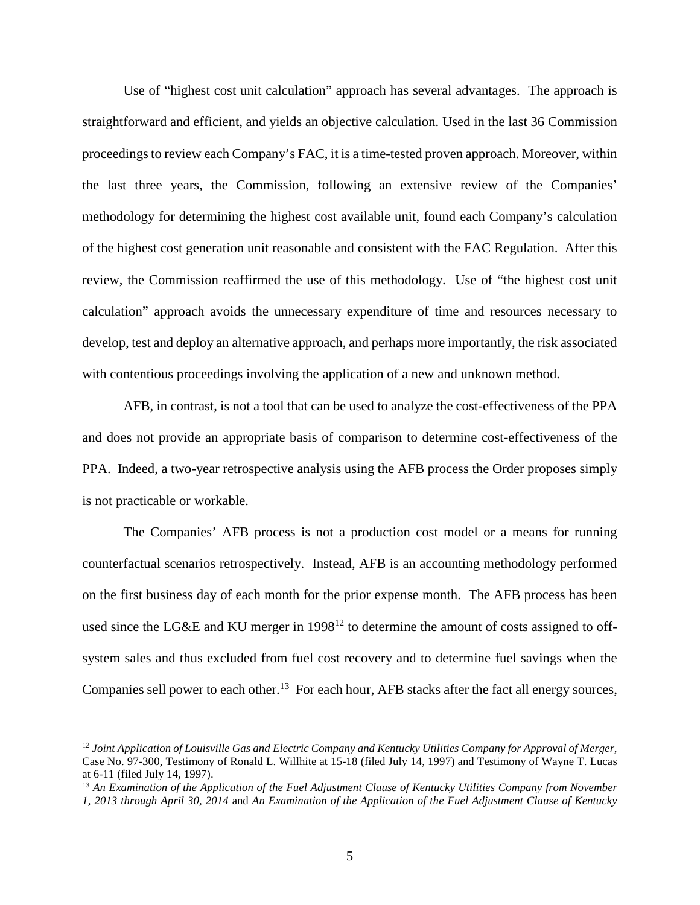Use of "highest cost unit calculation" approach has several advantages. The approach is straightforward and efficient, and yields an objective calculation. Used in the last 36 Commission proceedings to review each Company's FAC, it is a time-tested proven approach. Moreover, within the last three years, the Commission, following an extensive review of the Companies' methodology for determining the highest cost available unit, found each Company's calculation of the highest cost generation unit reasonable and consistent with the FAC Regulation. After this review, the Commission reaffirmed the use of this methodology. Use of "the highest cost unit calculation" approach avoids the unnecessary expenditure of time and resources necessary to develop, test and deploy an alternative approach, and perhaps more importantly, the risk associated with contentious proceedings involving the application of a new and unknown method.

AFB, in contrast, is not a tool that can be used to analyze the cost-effectiveness of the PPA and does not provide an appropriate basis of comparison to determine cost-effectiveness of the PPA. Indeed, a two-year retrospective analysis using the AFB process the Order proposes simply is not practicable or workable.

The Companies' AFB process is not a production cost model or a means for running counterfactual scenarios retrospectively. Instead, AFB is an accounting methodology performed on the first business day of each month for the prior expense month. The AFB process has been used since the LG&E and KU merger in 1998[12] to determine the amount of costs assigned to off-system sales and thus excluded from fuel cost recovery and to determine fuel savings when the Companies sell power to each other.[13] For each hour, AFB stacks after the fact all energy sources,

---

[12] *Joint Application of Louisville Gas and Electric Company and Kentucky Utilities Company for Approval of Merger*, Case No. 97-300, Testimony of Ronald L. Willhite at 15-18 (filed July 14, 1997) and Testimony of Wayne T. Lucas at 6-11 (filed July 14, 1997).

[13] *An Examination of the Application of the Fuel Adjustment Clause of Kentucky Utilities Company from November 1, 2013 through April 30, 2014* and *An Examination of the Application of the Fuel Adjustment Clause of Kentucky*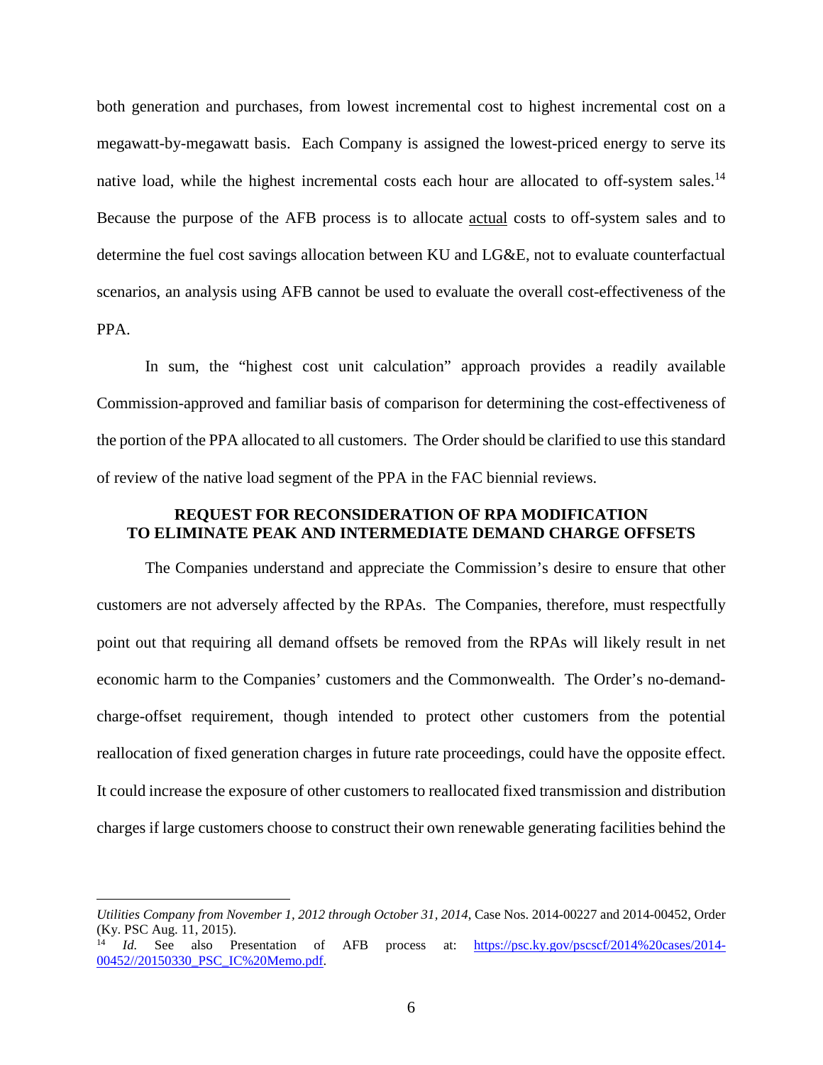both generation and purchases, from lowest incremental cost to highest incremental cost on a megawatt-by-megawatt basis. Each Company is assigned the lowest-priced energy to serve its native load, while the highest incremental costs each hour are allocated to off-system sales.[14] Because the purpose of the AFB process is to allocate actual costs to off-system sales and to determine the fuel cost savings allocation between KU and LG&E, not to evaluate counterfactual scenarios, an analysis using AFB cannot be used to evaluate the overall cost-effectiveness of the PPA.

In sum, the "highest cost unit calculation" approach provides a readily available Commission-approved and familiar basis of comparison for determining the cost-effectiveness of the portion of the PPA allocated to all customers. The Order should be clarified to use this standard of review of the native load segment of the PPA in the FAC biennial reviews.

## REQUEST FOR RECONSIDERATION OF RPA MODIFICATION TO ELIMINATE PEAK AND INTERMEDIATE DEMAND CHARGE OFFSETS

The Companies understand and appreciate the Commission's desire to ensure that other customers are not adversely affected by the RPAs. The Companies, therefore, must respectfully point out that requiring all demand offsets be removed from the RPAs will likely result in net economic harm to the Companies' customers and the Commonwealth. The Order's no-demand-charge-offset requirement, though intended to protect other customers from the potential reallocation of fixed generation charges in future rate proceedings, could have the opposite effect. It could increase the exposure of other customers to reallocated fixed transmission and distribution charges if large customers choose to construct their own renewable generating facilities behind the

---

*Utilities Company from November 1, 2012 through October 31, 2014*, Case Nos. 2014-00227 and 2014-00452, Order (Ky. PSC Aug. 11, 2015).

[14] *Id.* See also Presentation of AFB process at: https://psc.ky.gov/pscscf/2014%20cases/2014-00452//20150330_PSC_IC%20Memo.pdf.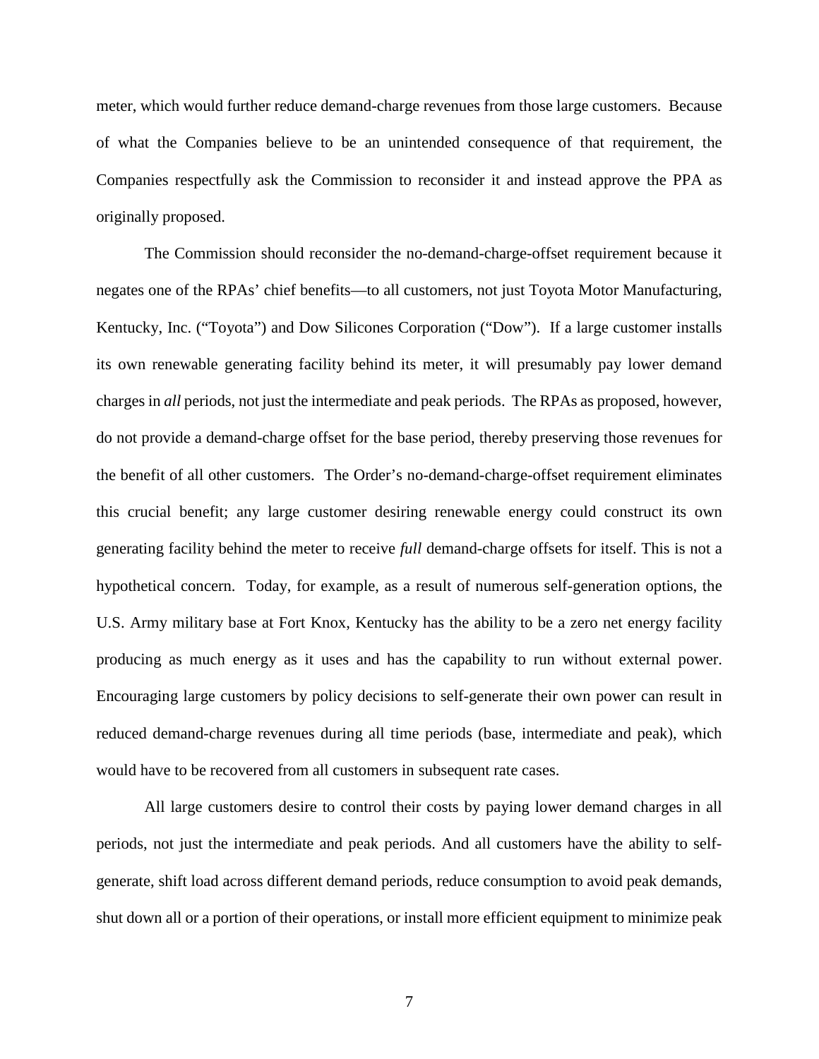meter, which would further reduce demand-charge revenues from those large customers. Because of what the Companies believe to be an unintended consequence of that requirement, the Companies respectfully ask the Commission to reconsider it and instead approve the PPA as originally proposed.

The Commission should reconsider the no-demand-charge-offset requirement because it negates one of the RPAs' chief benefits—to all customers, not just Toyota Motor Manufacturing, Kentucky, Inc. ("Toyota") and Dow Silicones Corporation ("Dow"). If a large customer installs its own renewable generating facility behind its meter, it will presumably pay lower demand charges in *all* periods, not just the intermediate and peak periods. The RPAs as proposed, however, do not provide a demand-charge offset for the base period, thereby preserving those revenues for the benefit of all other customers. The Order's no-demand-charge-offset requirement eliminates this crucial benefit; any large customer desiring renewable energy could construct its own generating facility behind the meter to receive *full* demand-charge offsets for itself. This is not a hypothetical concern. Today, for example, as a result of numerous self-generation options, the U.S. Army military base at Fort Knox, Kentucky has the ability to be a zero net energy facility producing as much energy as it uses and has the capability to run without external power. Encouraging large customers by policy decisions to self-generate their own power can result in reduced demand-charge revenues during all time periods (base, intermediate and peak), which would have to be recovered from all customers in subsequent rate cases.

All large customers desire to control their costs by paying lower demand charges in all periods, not just the intermediate and peak periods. And all customers have the ability to self-generate, shift load across different demand periods, reduce consumption to avoid peak demands, shut down all or a portion of their operations, or install more efficient equipment to minimize peak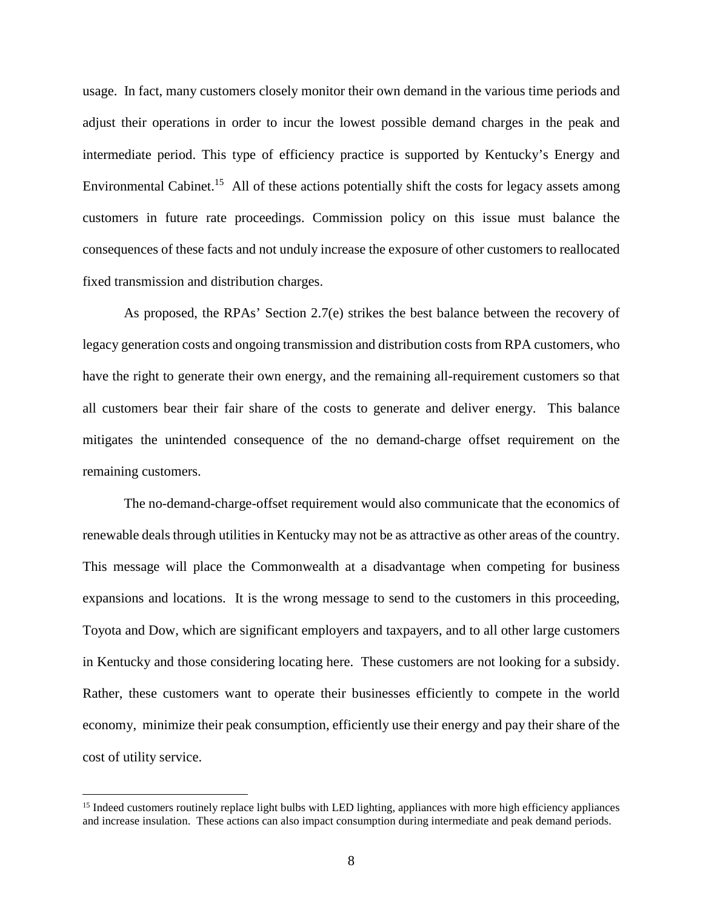usage. In fact, many customers closely monitor their own demand in the various time periods and adjust their operations in order to incur the lowest possible demand charges in the peak and intermediate period. This type of efficiency practice is supported by Kentucky's Energy and Environmental Cabinet.[15] All of these actions potentially shift the costs for legacy assets among customers in future rate proceedings. Commission policy on this issue must balance the consequences of these facts and not unduly increase the exposure of other customers to reallocated fixed transmission and distribution charges.

As proposed, the RPAs' Section 2.7(e) strikes the best balance between the recovery of legacy generation costs and ongoing transmission and distribution costs from RPA customers, who have the right to generate their own energy, and the remaining all-requirement customers so that all customers bear their fair share of the costs to generate and deliver energy. This balance mitigates the unintended consequence of the no demand-charge offset requirement on the remaining customers.

The no-demand-charge-offset requirement would also communicate that the economics of renewable deals through utilities in Kentucky may not be as attractive as other areas of the country. This message will place the Commonwealth at a disadvantage when competing for business expansions and locations. It is the wrong message to send to the customers in this proceeding, Toyota and Dow, which are significant employers and taxpayers, and to all other large customers in Kentucky and those considering locating here. These customers are not looking for a subsidy. Rather, these customers want to operate their businesses efficiently to compete in the world economy, minimize their peak consumption, efficiently use their energy and pay their share of the cost of utility service.

---

[15] Indeed customers routinely replace light bulbs with LED lighting, appliances with more high efficiency appliances and increase insulation. These actions can also impact consumption during intermediate and peak demand periods.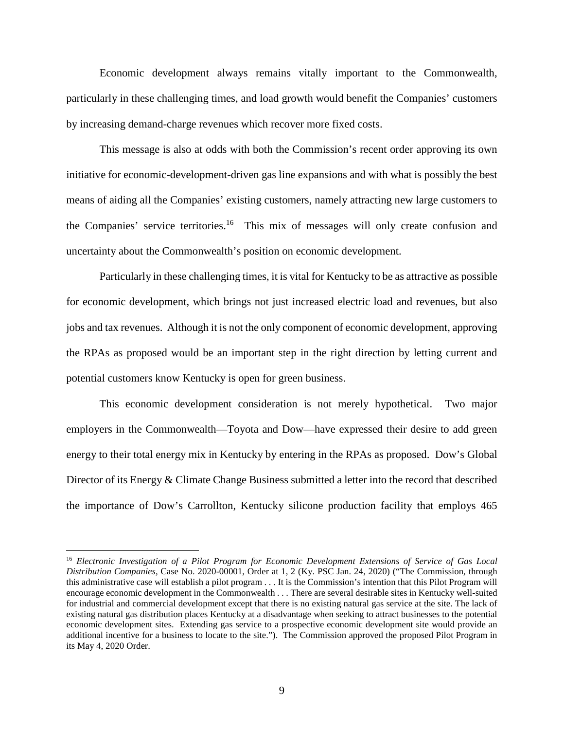Economic development always remains vitally important to the Commonwealth, particularly in these challenging times, and load growth would benefit the Companies' customers by increasing demand-charge revenues which recover more fixed costs.

This message is also at odds with both the Commission's recent order approving its own initiative for economic-development-driven gas line expansions and with what is possibly the best means of aiding all the Companies' existing customers, namely attracting new large customers to the Companies' service territories.[16] This mix of messages will only create confusion and uncertainty about the Commonwealth's position on economic development.

Particularly in these challenging times, it is vital for Kentucky to be as attractive as possible for economic development, which brings not just increased electric load and revenues, but also jobs and tax revenues. Although it is not the only component of economic development, approving the RPAs as proposed would be an important step in the right direction by letting current and potential customers know Kentucky is open for green business.

This economic development consideration is not merely hypothetical. Two major employers in the Commonwealth—Toyota and Dow—have expressed their desire to add green energy to their total energy mix in Kentucky by entering in the RPAs as proposed. Dow's Global Director of its Energy & Climate Change Business submitted a letter into the record that described the importance of Dow's Carrollton, Kentucky silicone production facility that employs 465

---

[16] *Electronic Investigation of a Pilot Program for Economic Development Extensions of Service of Gas Local Distribution Companies*, Case No. 2020-00001, Order at 1, 2 (Ky. PSC Jan. 24, 2020) ("The Commission, through this administrative case will establish a pilot program . . . It is the Commission's intention that this Pilot Program will encourage economic development in the Commonwealth . . . There are several desirable sites in Kentucky well-suited for industrial and commercial development except that there is no existing natural gas service at the site. The lack of existing natural gas distribution places Kentucky at a disadvantage when seeking to attract businesses to the potential economic development sites. Extending gas service to a prospective economic development site would provide an additional incentive for a business to locate to the site."). The Commission approved the proposed Pilot Program in its May 4, 2020 Order.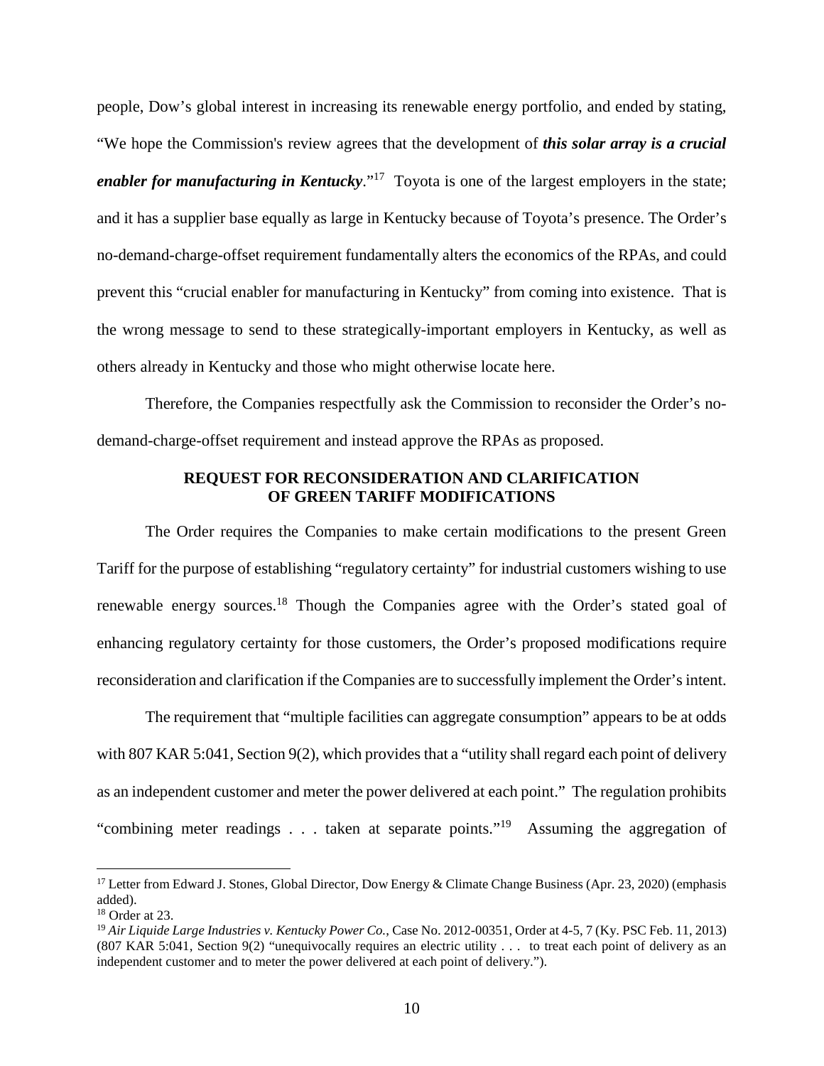people, Dow's global interest in increasing its renewable energy portfolio, and ended by stating, "We hope the Commission's review agrees that the development of ***this solar array is a crucial enabler for manufacturing in Kentucky***."[17] Toyota is one of the largest employers in the state; and it has a supplier base equally as large in Kentucky because of Toyota's presence. The Order's no-demand-charge-offset requirement fundamentally alters the economics of the RPAs, and could prevent this "crucial enabler for manufacturing in Kentucky" from coming into existence. That is the wrong message to send to these strategically-important employers in Kentucky, as well as others already in Kentucky and those who might otherwise locate here.

Therefore, the Companies respectfully ask the Commission to reconsider the Order's no-demand-charge-offset requirement and instead approve the RPAs as proposed.

## REQUEST FOR RECONSIDERATION AND CLARIFICATION OF GREEN TARIFF MODIFICATIONS

The Order requires the Companies to make certain modifications to the present Green Tariff for the purpose of establishing "regulatory certainty" for industrial customers wishing to use renewable energy sources.[18] Though the Companies agree with the Order's stated goal of enhancing regulatory certainty for those customers, the Order's proposed modifications require reconsideration and clarification if the Companies are to successfully implement the Order's intent.

The requirement that "multiple facilities can aggregate consumption" appears to be at odds with 807 KAR 5:041, Section 9(2), which provides that a "utility shall regard each point of delivery as an independent customer and meter the power delivered at each point." The regulation prohibits "combining meter readings . . . taken at separate points."[19] Assuming the aggregation of

---

[17] Letter from Edward J. Stones, Global Director, Dow Energy & Climate Change Business (Apr. 23, 2020) (emphasis added).

[18] Order at 23.

[19] *Air Liquide Large Industries v. Kentucky Power Co.*, Case No. 2012-00351, Order at 4-5, 7 (Ky. PSC Feb. 11, 2013) (807 KAR 5:041, Section 9(2) "unequivocally requires an electric utility . . . to treat each point of delivery as an independent customer and to meter the power delivered at each point of delivery.").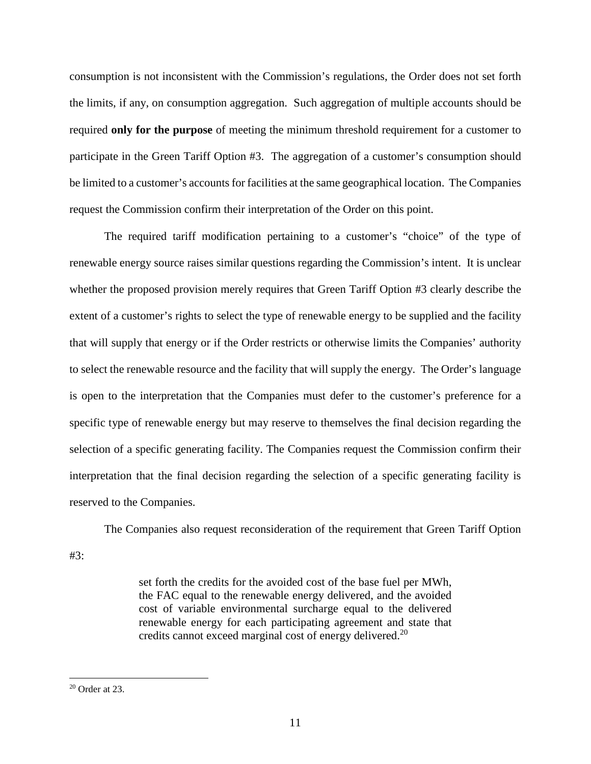consumption is not inconsistent with the Commission's regulations, the Order does not set forth the limits, if any, on consumption aggregation. Such aggregation of multiple accounts should be required **only for the purpose** of meeting the minimum threshold requirement for a customer to participate in the Green Tariff Option #3. The aggregation of a customer's consumption should be limited to a customer's accounts for facilities at the same geographical location. The Companies request the Commission confirm their interpretation of the Order on this point.

The required tariff modification pertaining to a customer's "choice" of the type of renewable energy source raises similar questions regarding the Commission's intent. It is unclear whether the proposed provision merely requires that Green Tariff Option #3 clearly describe the extent of a customer's rights to select the type of renewable energy to be supplied and the facility that will supply that energy or if the Order restricts or otherwise limits the Companies' authority to select the renewable resource and the facility that will supply the energy. The Order's language is open to the interpretation that the Companies must defer to the customer's preference for a specific type of renewable energy but may reserve to themselves the final decision regarding the selection of a specific generating facility. The Companies request the Commission confirm their interpretation that the final decision regarding the selection of a specific generating facility is reserved to the Companies.

The Companies also request reconsideration of the requirement that Green Tariff Option #3:

> set forth the credits for the avoided cost of the base fuel per MWh, the FAC equal to the renewable energy delivered, and the avoided cost of variable environmental surcharge equal to the delivered renewable energy for each participating agreement and state that credits cannot exceed marginal cost of energy delivered.[20]

[20] Order at 23.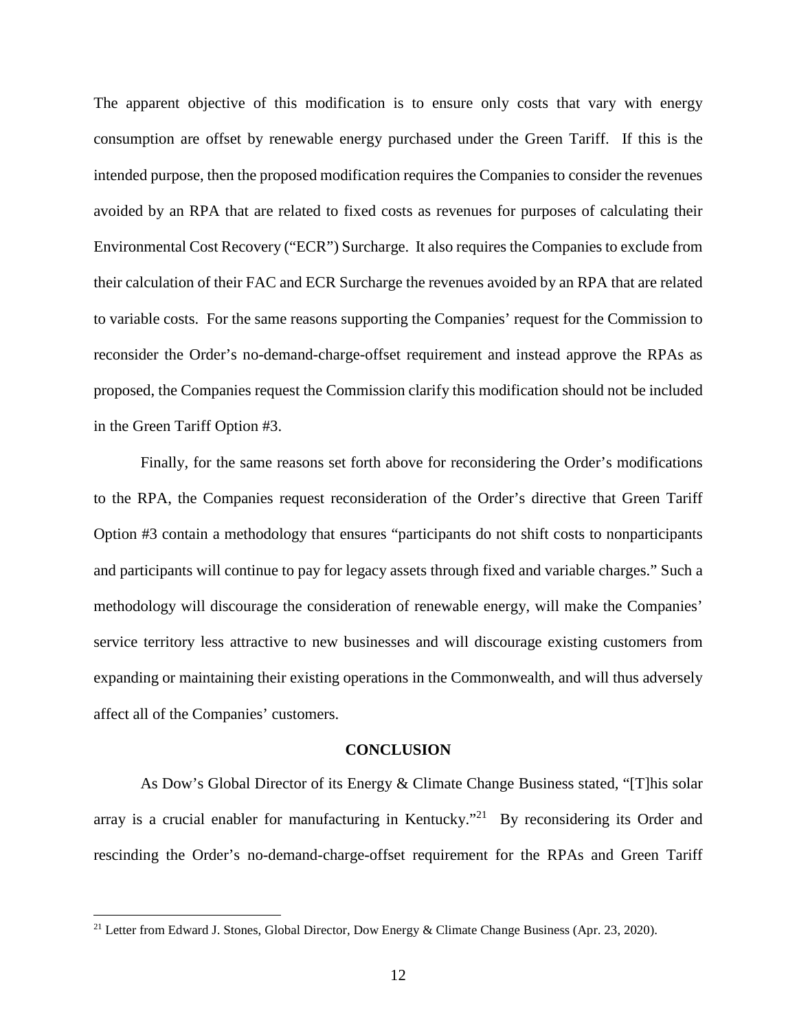The apparent objective of this modification is to ensure only costs that vary with energy consumption are offset by renewable energy purchased under the Green Tariff. If this is the intended purpose, then the proposed modification requires the Companies to consider the revenues avoided by an RPA that are related to fixed costs as revenues for purposes of calculating their Environmental Cost Recovery ("ECR") Surcharge. It also requires the Companies to exclude from their calculation of their FAC and ECR Surcharge the revenues avoided by an RPA that are related to variable costs. For the same reasons supporting the Companies' request for the Commission to reconsider the Order's no-demand-charge-offset requirement and instead approve the RPAs as proposed, the Companies request the Commission clarify this modification should not be included in the Green Tariff Option #3.

Finally, for the same reasons set forth above for reconsidering the Order's modifications to the RPA, the Companies request reconsideration of the Order's directive that Green Tariff Option #3 contain a methodology that ensures "participants do not shift costs to nonparticipants and participants will continue to pay for legacy assets through fixed and variable charges." Such a methodology will discourage the consideration of renewable energy, will make the Companies' service territory less attractive to new businesses and will discourage existing customers from expanding or maintaining their existing operations in the Commonwealth, and will thus adversely affect all of the Companies' customers.

## CONCLUSION

As Dow's Global Director of its Energy & Climate Change Business stated, "[T]his solar array is a crucial enabler for manufacturing in Kentucky."[21] By reconsidering its Order and rescinding the Order's no-demand-charge-offset requirement for the RPAs and Green Tariff

[21] Letter from Edward J. Stones, Global Director, Dow Energy & Climate Change Business (Apr. 23, 2020).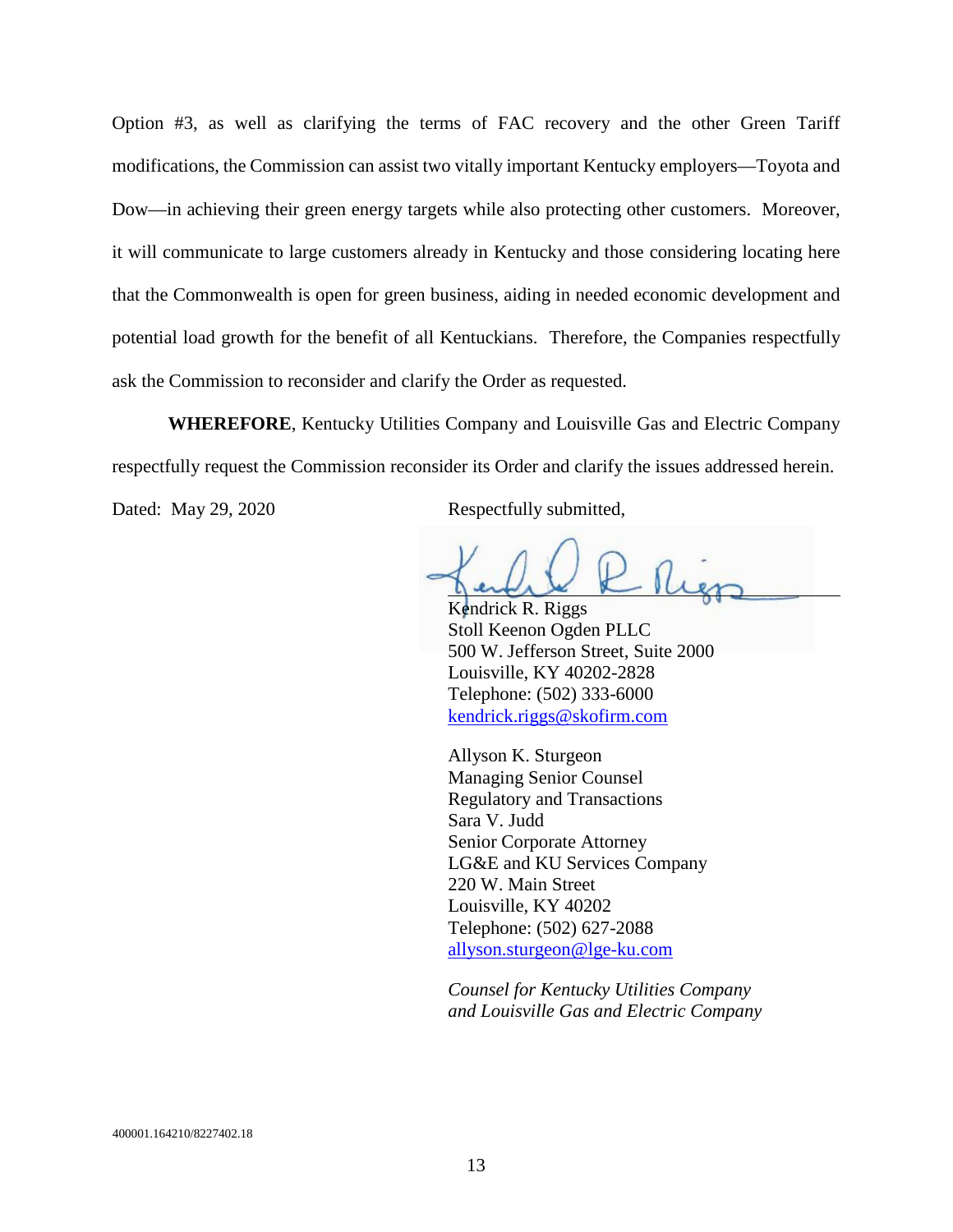Option #3, as well as clarifying the terms of FAC recovery and the other Green Tariff modifications, the Commission can assist two vitally important Kentucky employers—Toyota and Dow—in achieving their green energy targets while also protecting other customers. Moreover, it will communicate to large customers already in Kentucky and those considering locating here that the Commonwealth is open for green business, aiding in needed economic development and potential load growth for the benefit of all Kentuckians. Therefore, the Companies respectfully ask the Commission to reconsider and clarify the Order as requested.

**WHEREFORE**, Kentucky Utilities Company and Louisville Gas and Electric Company respectfully request the Commission reconsider its Order and clarify the issues addressed herein.

Dated: May 29, 2020

Respectfully submitted,

Kendrick R. Riggs
Stoll Keenon Ogden PLLC
500 W. Jefferson Street, Suite 2000
Louisville, KY 40202-2828
Telephone: (502) 333-6000
kendrick.riggs@skofirm.com

Allyson K. Sturgeon
Managing Senior Counsel
Regulatory and Transactions
Sara V. Judd
Senior Corporate Attorney
LG&E and KU Services Company
220 W. Main Street
Louisville, KY 40202
Telephone: (502) 627-2088
allyson.sturgeon@lge-ku.com

*Counsel for Kentucky Utilities Company and Louisville Gas and Electric Company*

400001.164210/8227402.18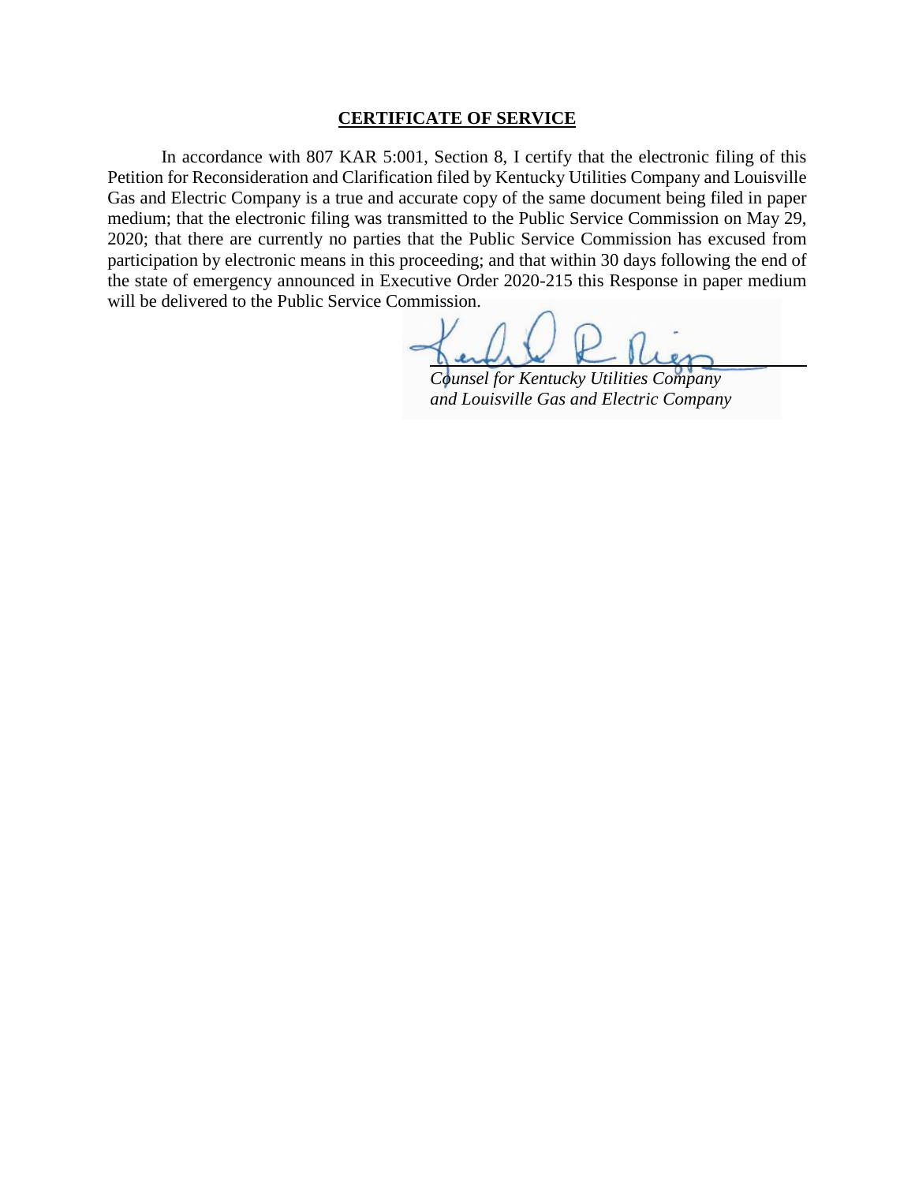## CERTIFICATE OF SERVICE

In accordance with 807 KAR 5:001, Section 8, I certify that the electronic filing of this Petition for Reconsideration and Clarification filed by Kentucky Utilities Company and Louisville Gas and Electric Company is a true and accurate copy of the same document being filed in paper medium; that the electronic filing was transmitted to the Public Service Commission on May 29, 2020; that there are currently no parties that the Public Service Commission has excused from participation by electronic means in this proceeding; and that within 30 days following the end of the state of emergency announced in Executive Order 2020-215 this Response in paper medium will be delivered to the Public Service Commission.

*Counsel for Kentucky Utilities Company and Louisville Gas and Electric Company*